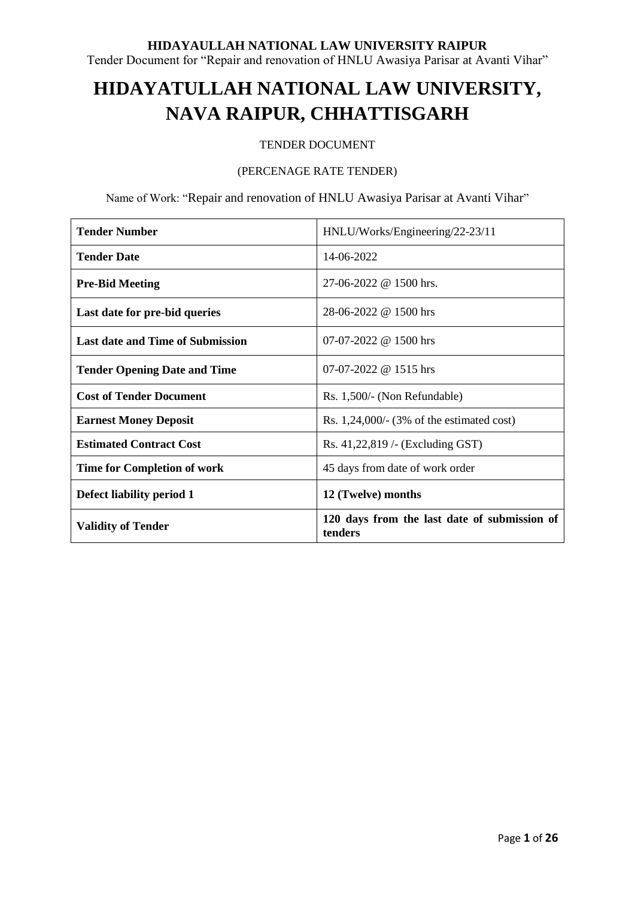# HIDAYATULLAH NATIONAL LAW UNIVERSITY, NAVA RAIPUR, CHHATTISGARH

TENDER DOCUMENT

(PERCENAGE RATE TENDER)

Name of Work: "Repair and renovation of HNLU Awasiya Parisar at Avanti Vihar"

| **Tender Number** | HNLU/Works/Engineering/22-23/11 |
|---|---|
| **Tender Date** | 14-06-2022 |
| **Pre-Bid Meeting** | 27-06-2022 @ 1500 hrs. |
| **Last date for pre-bid queries** | 28-06-2022 @ 1500 hrs |
| **Last date and Time of Submission** | 07-07-2022 @ 1500 hrs |
| **Tender Opening Date and Time** | 07-07-2022 @ 1515 hrs |
| **Cost of Tender Document** | Rs. 1,500/- (Non Refundable) |
| **Earnest Money Deposit** | Rs. 1,24,000/- (3% of the estimated cost) |
| **Estimated Contract Cost** | Rs. 41,22,819 /- (Excluding GST) |
| **Time for Completion of work** | 45 days from date of work order |
| **Defect liability period 1** | **12 (Twelve) months** |
| **Validity of Tender** | **120 days from the last date of submission of tenders** |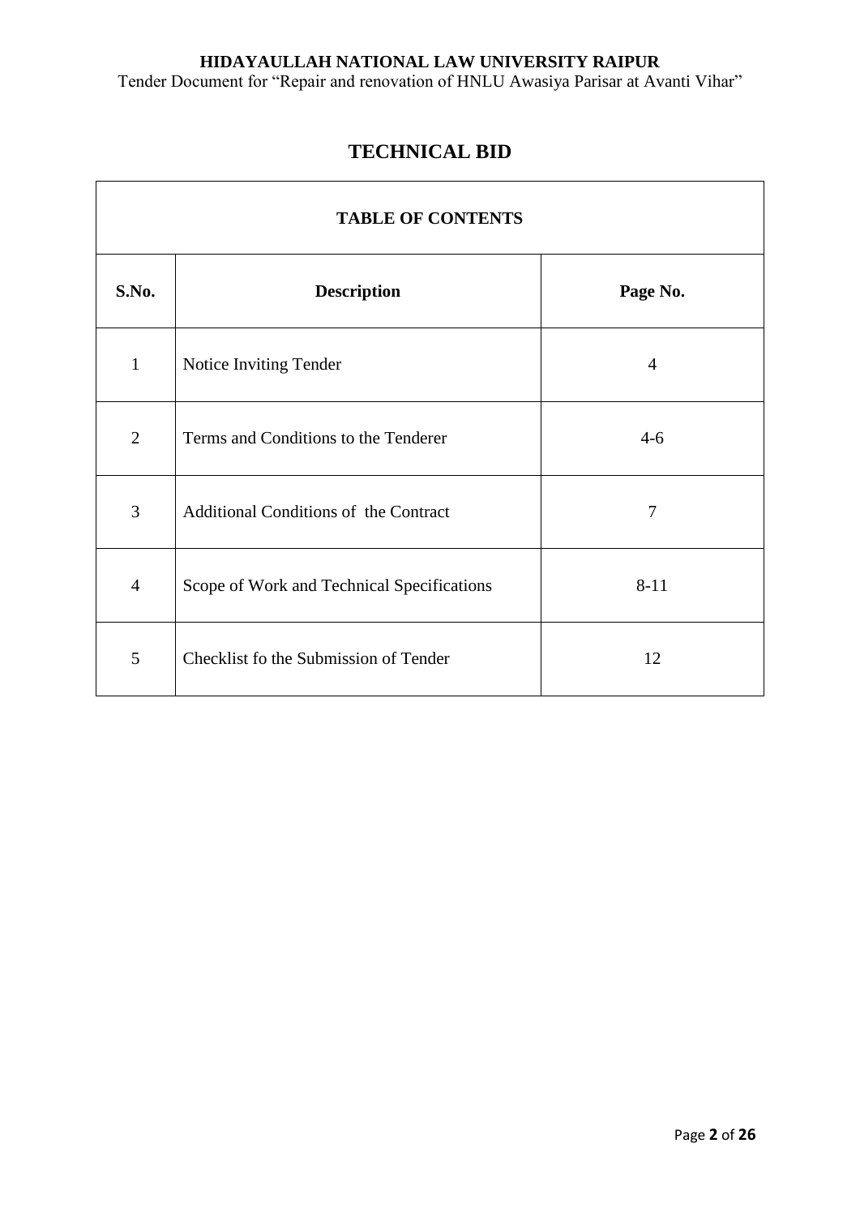# TECHNICAL BID

| TABLE OF CONTENTS | | |
|---|---|---|
| **S.No.** | **Description** | **Page No.** |
| 1 | Notice Inviting Tender | 4 |
| 2 | Terms and Conditions to the Tenderer | 4-6 |
| 3 | Additional Conditions of the Contract | 7 |
| 4 | Scope of Work and Technical Specifications | 8-11 |
| 5 | Checklist fo the Submission of Tender | 12 |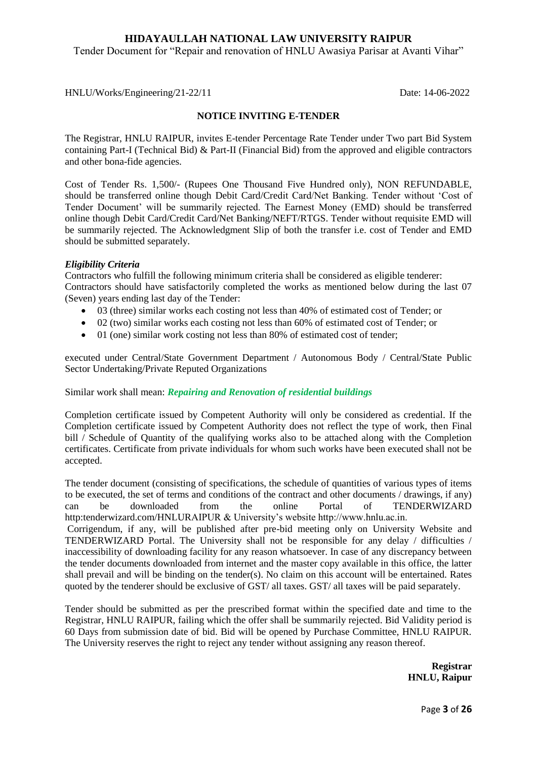HNLU/Works/Engineering/21-22/11 Date: 14-06-2022

## NOTICE INVITING E-TENDER

The Registrar, HNLU RAIPUR, invites E-tender Percentage Rate Tender under Two part Bid System containing Part-I (Technical Bid) & Part-II (Financial Bid) from the approved and eligible contractors and other bona-fide agencies.

Cost of Tender Rs. 1,500/- (Rupees One Thousand Five Hundred only), NON REFUNDABLE, should be transferred online though Debit Card/Credit Card/Net Banking. Tender without 'Cost of Tender Document' will be summarily rejected. The Earnest Money (EMD) should be transferred online though Debit Card/Credit Card/Net Banking/NEFT/RTGS. Tender without requisite EMD will be summarily rejected. The Acknowledgment Slip of both the transfer i.e. cost of Tender and EMD should be submitted separately.

***Eligibility Criteria***

Contractors who fulfill the following minimum criteria shall be considered as eligible tenderer:
Contractors should have satisfactorily completed the works as mentioned below during the last 07 (Seven) years ending last day of the Tender:

- 03 (three) similar works each costing not less than 40% of estimated cost of Tender; or
- 02 (two) similar works each costing not less than 60% of estimated cost of Tender; or
- 01 (one) similar work costing not less than 80% of estimated cost of tender;

executed under Central/State Government Department / Autonomous Body / Central/State Public Sector Undertaking/Private Reputed Organizations

Similar work shall mean: ***Repairing and Renovation of residential buildings***

Completion certificate issued by Competent Authority will only be considered as credential. If the Completion certificate issued by Competent Authority does not reflect the type of work, then Final bill / Schedule of Quantity of the qualifying works also to be attached along with the Completion certificates. Certificate from private individuals for whom such works have been executed shall not be accepted.

The tender document (consisting of specifications, the schedule of quantities of various types of items to be executed, the set of terms and conditions of the contract and other documents / drawings, if any) can be downloaded from the online Portal of TENDERWIZARD http:tenderwizard.com/HNLURAIPUR & University's website http://www.hnlu.ac.in.

Corrigendum, if any, will be published after pre-bid meeting only on University Website and TENDERWIZARD Portal. The University shall not be responsible for any delay / difficulties / inaccessibility of downloading facility for any reason whatsoever. In case of any discrepancy between the tender documents downloaded from internet and the master copy available in this office, the latter shall prevail and will be binding on the tender(s). No claim on this account will be entertained. Rates quoted by the tenderer should be exclusive of GST/ all taxes. GST/ all taxes will be paid separately.

Tender should be submitted as per the prescribed format within the specified date and time to the Registrar, HNLU RAIPUR, failing which the offer shall be summarily rejected. Bid Validity period is 60 Days from submission date of bid. Bid will be opened by Purchase Committee, HNLU RAIPUR. The University reserves the right to reject any tender without assigning any reason thereof.

**Registrar**
**HNLU, Raipur**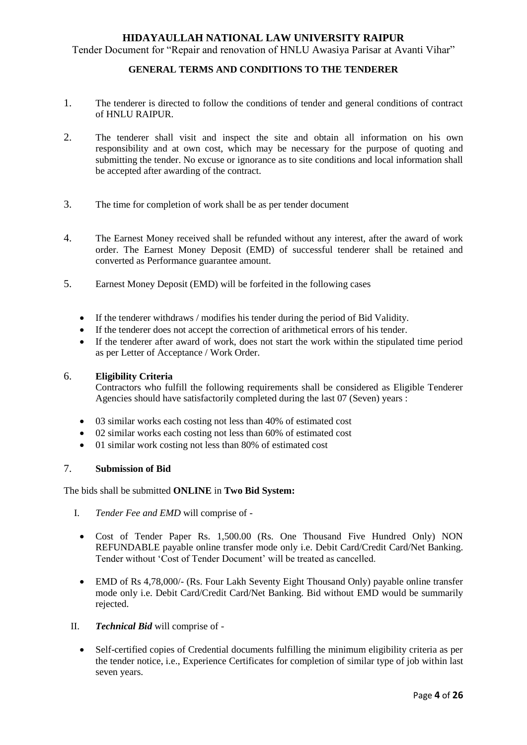## GENERAL TERMS AND CONDITIONS TO THE TENDERER

1. The tenderer is directed to follow the conditions of tender and general conditions of contract of HNLU RAIPUR.

2. The tenderer shall visit and inspect the site and obtain all information on his own responsibility and at own cost, which may be necessary for the purpose of quoting and submitting the tender. No excuse or ignorance as to site conditions and local information shall be accepted after awarding of the contract.

3. The time for completion of work shall be as per tender document

4. The Earnest Money received shall be refunded without any interest, after the award of work order. The Earnest Money Deposit (EMD) of successful tenderer shall be retained and converted as Performance guarantee amount.

5. Earnest Money Deposit (EMD) will be forfeited in the following cases

   - If the tenderer withdraws / modifies his tender during the period of Bid Validity.
   - If the tenderer does not accept the correction of arithmetical errors of his tender.
   - If the tenderer after award of work, does not start the work within the stipulated time period as per Letter of Acceptance / Work Order.

6. **Eligibility Criteria**

   Contractors who fulfill the following requirements shall be considered as Eligible Tenderer Agencies should have satisfactorily completed during the last 07 (Seven) years :

   - 03 similar works each costing not less than 40% of estimated cost
   - 02 similar works each costing not less than 60% of estimated cost
   - 01 similar work costing not less than 80% of estimated cost

7. **Submission of Bid**

The bids shall be submitted **ONLINE** in **Two Bid System:**

I. *Tender Fee and EMD* will comprise of -

   - Cost of Tender Paper Rs. 1,500.00 (Rs. One Thousand Five Hundred Only) NON REFUNDABLE payable online transfer mode only i.e. Debit Card/Credit Card/Net Banking. Tender without 'Cost of Tender Document' will be treated as cancelled.

   - EMD of Rs 4,78,000/- (Rs. Four Lakh Seventy Eight Thousand Only) payable online transfer mode only i.e. Debit Card/Credit Card/Net Banking. Bid without EMD would be summarily rejected.

II. ***Technical Bid*** will comprise of -

   - Self-certified copies of Credential documents fulfilling the minimum eligibility criteria as per the tender notice, i.e., Experience Certificates for completion of similar type of job within last seven years.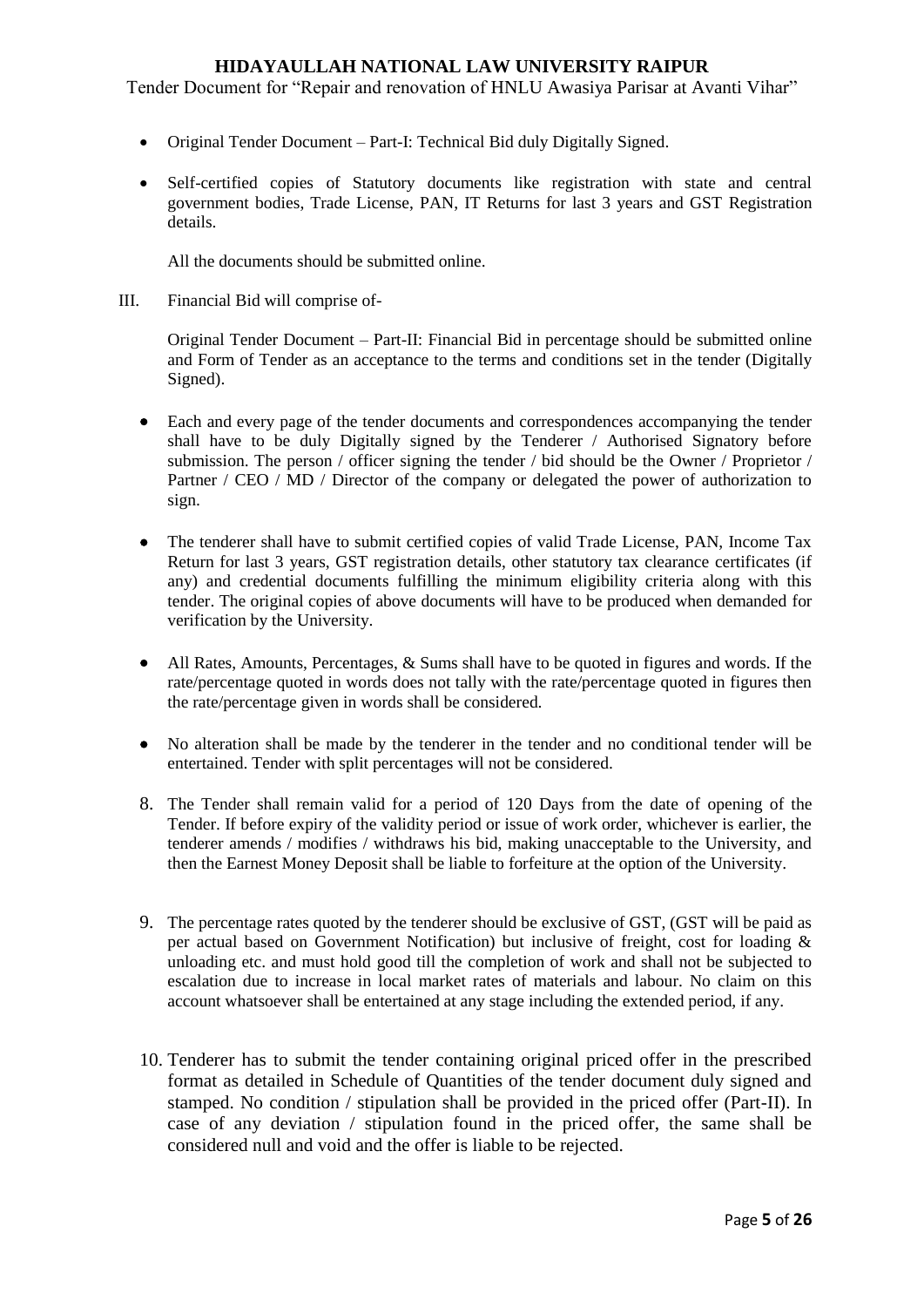- Original Tender Document – Part-I: Technical Bid duly Digitally Signed.
- Self-certified copies of Statutory documents like registration with state and central government bodies, Trade License, PAN, IT Returns for last 3 years and GST Registration details.

  All the documents should be submitted online.

III. Financial Bid will comprise of-

   Original Tender Document – Part-II: Financial Bid in percentage should be submitted online and Form of Tender as an acceptance to the terms and conditions set in the tender (Digitally Signed).

- Each and every page of the tender documents and correspondences accompanying the tender shall have to be duly Digitally signed by the Tenderer / Authorised Signatory before submission. The person / officer signing the tender / bid should be the Owner / Proprietor / Partner / CEO / MD / Director of the company or delegated the power of authorization to sign.
- The tenderer shall have to submit certified copies of valid Trade License, PAN, Income Tax Return for last 3 years, GST registration details, other statutory tax clearance certificates (if any) and credential documents fulfilling the minimum eligibility criteria along with this tender. The original copies of above documents will have to be produced when demanded for verification by the University.
- All Rates, Amounts, Percentages, & Sums shall have to be quoted in figures and words. If the rate/percentage quoted in words does not tally with the rate/percentage quoted in figures then the rate/percentage given in words shall be considered.
- No alteration shall be made by the tenderer in the tender and no conditional tender will be entertained. Tender with split percentages will not be considered.

8. The Tender shall remain valid for a period of 120 Days from the date of opening of the Tender. If before expiry of the validity period or issue of work order, whichever is earlier, the tenderer amends / modifies / withdraws his bid, making unacceptable to the University, and then the Earnest Money Deposit shall be liable to forfeiture at the option of the University.

9. The percentage rates quoted by the tenderer should be exclusive of GST, (GST will be paid as per actual based on Government Notification) but inclusive of freight, cost for loading & unloading etc. and must hold good till the completion of work and shall not be subjected to escalation due to increase in local market rates of materials and labour. No claim on this account whatsoever shall be entertained at any stage including the extended period, if any.

10. Tenderer has to submit the tender containing original priced offer in the prescribed format as detailed in Schedule of Quantities of the tender document duly signed and stamped. No condition / stipulation shall be provided in the priced offer (Part-II). In case of any deviation / stipulation found in the priced offer, the same shall be considered null and void and the offer is liable to be rejected.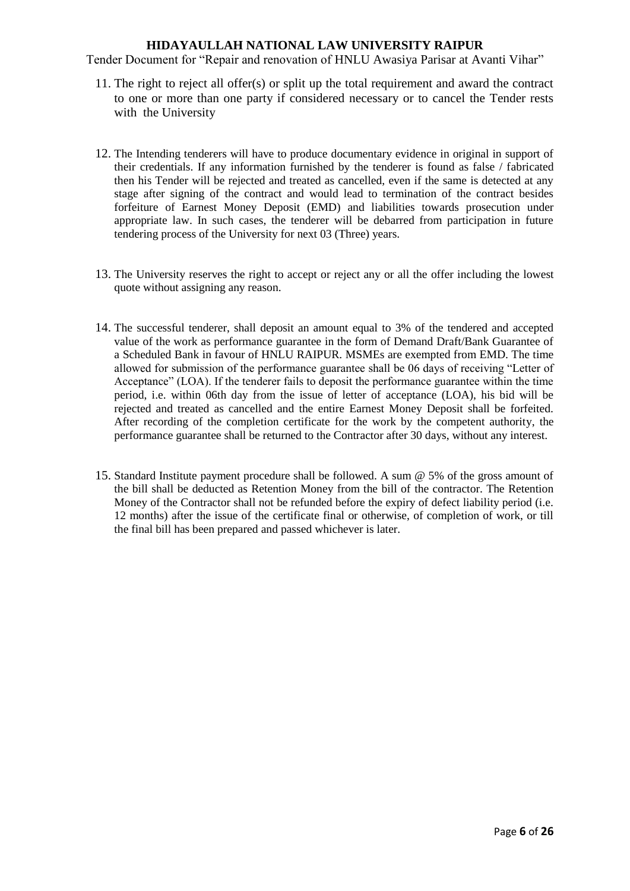11. The right to reject all offer(s) or split up the total requirement and award the contract to one or more than one party if considered necessary or to cancel the Tender rests with the University

12. The Intending tenderers will have to produce documentary evidence in original in support of their credentials. If any information furnished by the tenderer is found as false / fabricated then his Tender will be rejected and treated as cancelled, even if the same is detected at any stage after signing of the contract and would lead to termination of the contract besides forfeiture of Earnest Money Deposit (EMD) and liabilities towards prosecution under appropriate law. In such cases, the tenderer will be debarred from participation in future tendering process of the University for next 03 (Three) years.

13. The University reserves the right to accept or reject any or all the offer including the lowest quote without assigning any reason.

14. The successful tenderer, shall deposit an amount equal to 3% of the tendered and accepted value of the work as performance guarantee in the form of Demand Draft/Bank Guarantee of a Scheduled Bank in favour of HNLU RAIPUR. MSMEs are exempted from EMD. The time allowed for submission of the performance guarantee shall be 06 days of receiving "Letter of Acceptance" (LOA). If the tenderer fails to deposit the performance guarantee within the time period, i.e. within 06th day from the issue of letter of acceptance (LOA), his bid will be rejected and treated as cancelled and the entire Earnest Money Deposit shall be forfeited. After recording of the completion certificate for the work by the competent authority, the performance guarantee shall be returned to the Contractor after 30 days, without any interest.

15. Standard Institute payment procedure shall be followed. A sum @ 5% of the gross amount of the bill shall be deducted as Retention Money from the bill of the contractor. The Retention Money of the Contractor shall not be refunded before the expiry of defect liability period (i.e. 12 months) after the issue of the certificate final or otherwise, of completion of work, or till the final bill has been prepared and passed whichever is later.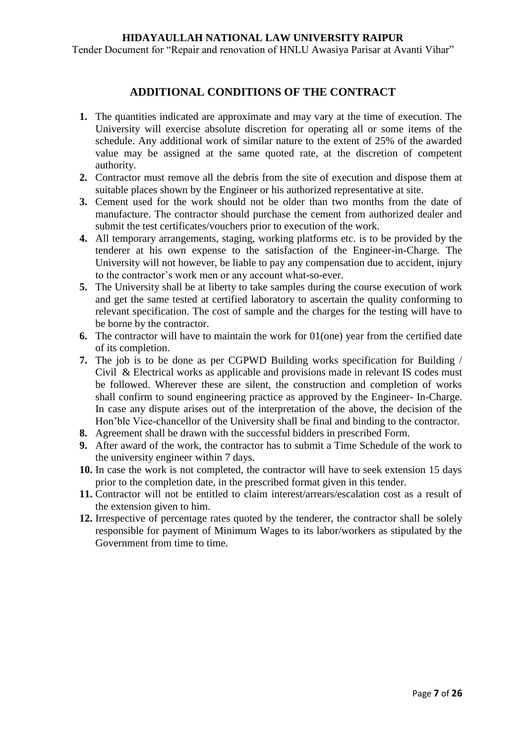## ADDITIONAL CONDITIONS OF THE CONTRACT

1. The quantities indicated are approximate and may vary at the time of execution. The University will exercise absolute discretion for operating all or some items of the schedule. Any additional work of similar nature to the extent of 25% of the awarded value may be assigned at the same quoted rate, at the discretion of competent authority.
2. Contractor must remove all the debris from the site of execution and dispose them at suitable places shown by the Engineer or his authorized representative at site.
3. Cement used for the work should not be older than two months from the date of manufacture. The contractor should purchase the cement from authorized dealer and submit the test certificates/vouchers prior to execution of the work.
4. All temporary arrangements, staging, working platforms etc. is to be provided by the tenderer at his own expense to the satisfaction of the Engineer-in-Charge. The University will not however, be liable to pay any compensation due to accident, injury to the contractor's work men or any account what-so-ever.
5. The University shall be at liberty to take samples during the course execution of work and get the same tested at certified laboratory to ascertain the quality conforming to relevant specification. The cost of sample and the charges for the testing will have to be borne by the contractor.
6. The contractor will have to maintain the work for 01(one) year from the certified date of its completion.
7. The job is to be done as per CGPWD Building works specification for Building / Civil & Electrical works as applicable and provisions made in relevant IS codes must be followed. Wherever these are silent, the construction and completion of works shall confirm to sound engineering practice as approved by the Engineer- In-Charge. In case any dispute arises out of the interpretation of the above, the decision of the Hon'ble Vice-chancellor of the University shall be final and binding to the contractor.
8. Agreement shall be drawn with the successful bidders in prescribed Form.
9. After award of the work, the contractor has to submit a Time Schedule of the work to the university engineer within 7 days.
10. In case the work is not completed, the contractor will have to seek extension 15 days prior to the completion date, in the prescribed format given in this tender.
11. Contractor will not be entitled to claim interest/arrears/escalation cost as a result of the extension given to him.
12. Irrespective of percentage rates quoted by the tenderer, the contractor shall be solely responsible for payment of Minimum Wages to its labor/workers as stipulated by the Government from time to time.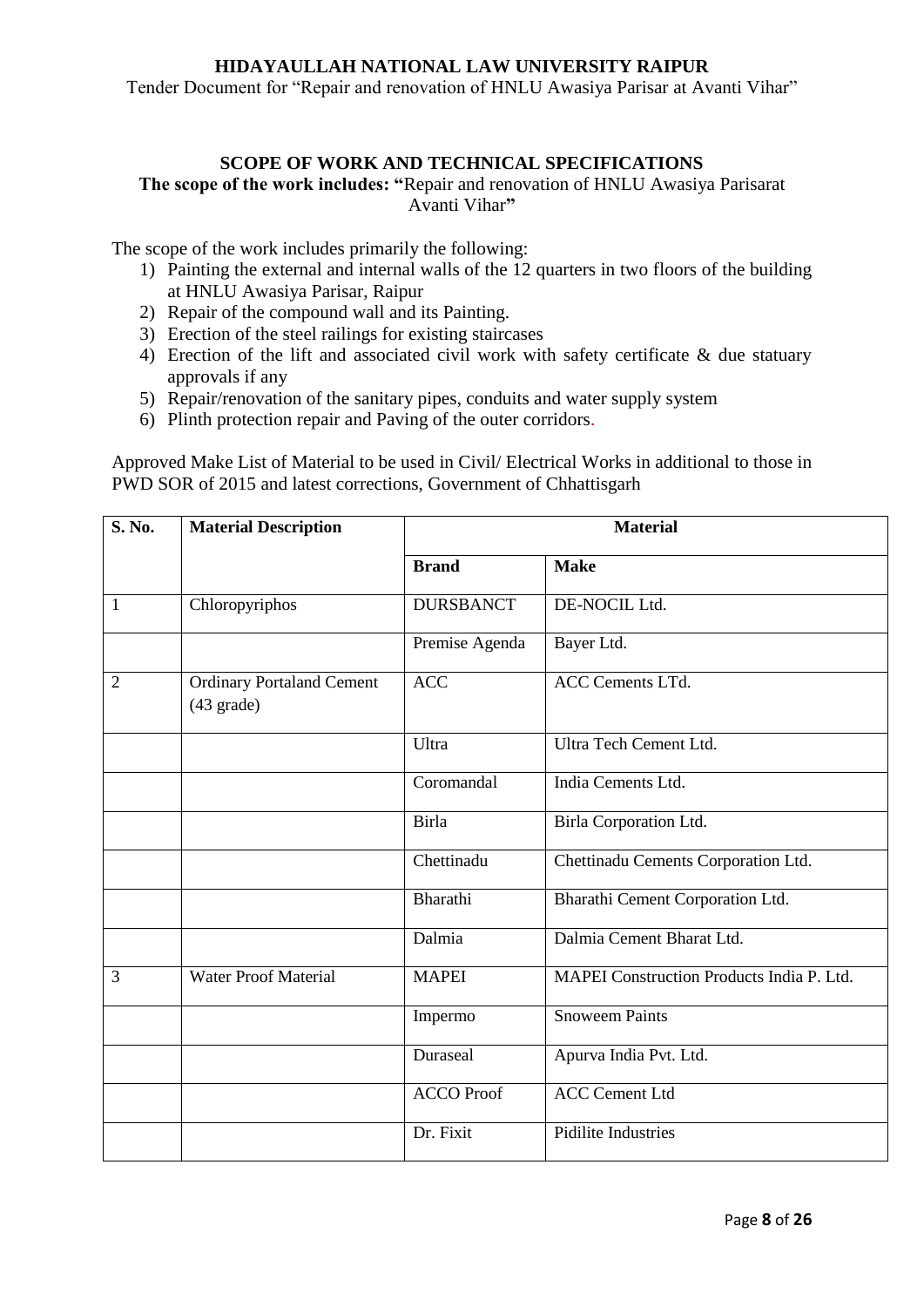## SCOPE OF WORK AND TECHNICAL SPECIFICATIONS

**The scope of the work includes: "**Repair and renovation of HNLU Awasiya Parisarat Avanti Vihar**"**

The scope of the work includes primarily the following:

1) Painting the external and internal walls of the 12 quarters in two floors of the building at HNLU Awasiya Parisar, Raipur
2) Repair of the compound wall and its Painting.
3) Erection of the steel railings for existing staircases
4) Erection of the lift and associated civil work with safety certificate & due statuary approvals if any
5) Repair/renovation of the sanitary pipes, conduits and water supply system
6) Plinth protection repair and Paving of the outer corridors.

Approved Make List of Material to be used in Civil/ Electrical Works in additional to those in PWD SOR of 2015 and latest corrections, Government of Chhattisgarh

| S. No. | Material Description | Material | |
|---|---|---|---|
| | | **Brand** | **Make** |
| 1 | Chloropyriphos | DURSBANCT | DE-NOCIL Ltd. |
| | | Premise Agenda | Bayer Ltd. |
| 2 | Ordinary Portaland Cement (43 grade) | ACC | ACC Cements LTd. |
| | | Ultra | Ultra Tech Cement Ltd. |
| | | Coromandal | India Cements Ltd. |
| | | Birla | Birla Corporation Ltd. |
| | | Chettinadu | Chettinadu Cements Corporation Ltd. |
| | | Bharathi | Bharathi Cement Corporation Ltd. |
| | | Dalmia | Dalmia Cement Bharat Ltd. |
| 3 | Water Proof Material | MAPEI | MAPEI Construction Products India P. Ltd. |
| | | Impermo | Snoweem Paints |
| | | Duraseal | Apurva India Pvt. Ltd. |
| | | ACCO Proof | ACC Cement Ltd |
| | | Dr. Fixit | Pidilite Industries |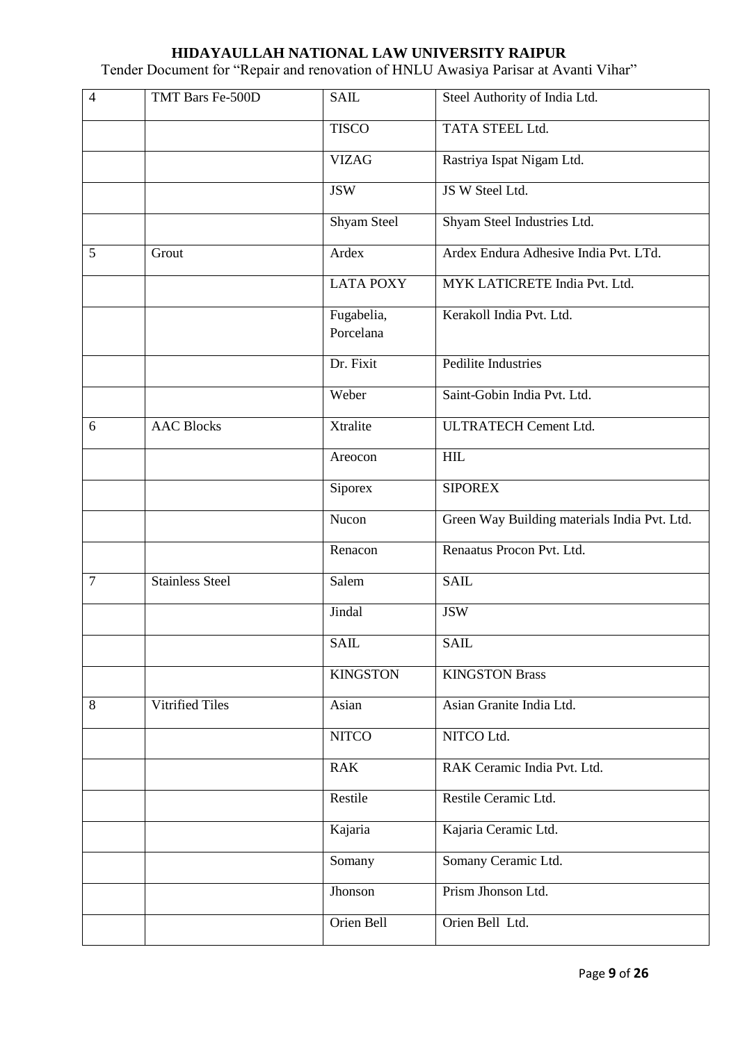| 4 | TMT Bars Fe-500D | SAIL | Steel Authority of India Ltd. |
|---|---|---|---|
| | | TISCO | TATA STEEL Ltd. |
| | | VIZAG | Rastriya Ispat Nigam Ltd. |
| | | JSW | JS W Steel Ltd. |
| | | Shyam Steel | Shyam Steel Industries Ltd. |
| 5 | Grout | Ardex | Ardex Endura Adhesive India Pvt. LTd. |
| | | LATA POXY | MYK LATICRETE India Pvt. Ltd. |
| | | Fugabelia, Porcelana | Kerakoll India Pvt. Ltd. |
| | | Dr. Fixit | Pedilite Industries |
| | | Weber | Saint-Gobin India Pvt. Ltd. |
| 6 | AAC Blocks | Xtralite | ULTRATECH Cement Ltd. |
| | | Areocon | HIL |
| | | Siporex | SIPOREX |
| | | Nucon | Green Way Building materials India Pvt. Ltd. |
| | | Renacon | Renaatus Procon Pvt. Ltd. |
| 7 | Stainless Steel | Salem | SAIL |
| | | Jindal | JSW |
| | | SAIL | SAIL |
| | | KINGSTON | KINGSTON Brass |
| 8 | Vitrified Tiles | Asian | Asian Granite India Ltd. |
| | | NITCO | NITCO Ltd. |
| | | RAK | RAK Ceramic India Pvt. Ltd. |
| | | Restile | Restile Ceramic Ltd. |
| | | Kajaria | Kajaria Ceramic Ltd. |
| | | Somany | Somany Ceramic Ltd. |
| | | Jhonson | Prism Jhonson Ltd. |
| | | Orien Bell | Orien Bell Ltd. |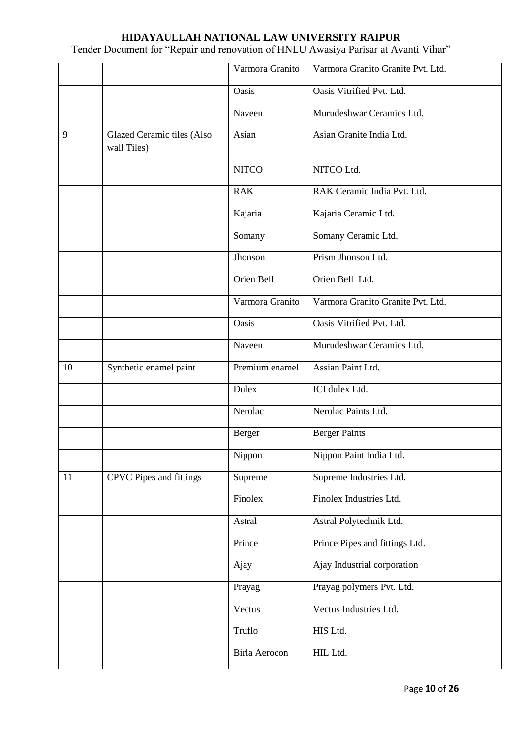| | | Varmora Granito | Varmora Granito Granite Pvt. Ltd. |
|---|---|---|---|
| | | Oasis | Oasis Vitrified Pvt. Ltd. |
| | | Naveen | Murudeshwar Ceramics Ltd. |
| 9 | Glazed Ceramic tiles (Also wall Tiles) | Asian | Asian Granite India Ltd. |
| | | NITCO | NITCO Ltd. |
| | | RAK | RAK Ceramic India Pvt. Ltd. |
| | | Kajaria | Kajaria Ceramic Ltd. |
| | | Somany | Somany Ceramic Ltd. |
| | | Jhonson | Prism Jhonson Ltd. |
| | | Orien Bell | Orien Bell Ltd. |
| | | Varmora Granito | Varmora Granito Granite Pvt. Ltd. |
| | | Oasis | Oasis Vitrified Pvt. Ltd. |
| | | Naveen | Murudeshwar Ceramics Ltd. |
| 10 | Synthetic enamel paint | Premium enamel | Assian Paint Ltd. |
| | | Dulex | ICI dulex Ltd. |
| | | Nerolac | Nerolac Paints Ltd. |
| | | Berger | Berger Paints |
| | | Nippon | Nippon Paint India Ltd. |
| 11 | CPVC Pipes and fittings | Supreme | Supreme Industries Ltd. |
| | | Finolex | Finolex Industries Ltd. |
| | | Astral | Astral Polytechnik Ltd. |
| | | Prince | Prince Pipes and fittings Ltd. |
| | | Ajay | Ajay Industrial corporation |
| | | Prayag | Prayag polymers Pvt. Ltd. |
| | | Vectus | Vectus Industries Ltd. |
| | | Truflo | HIS Ltd. |
| | | Birla Aerocon | HIL Ltd. |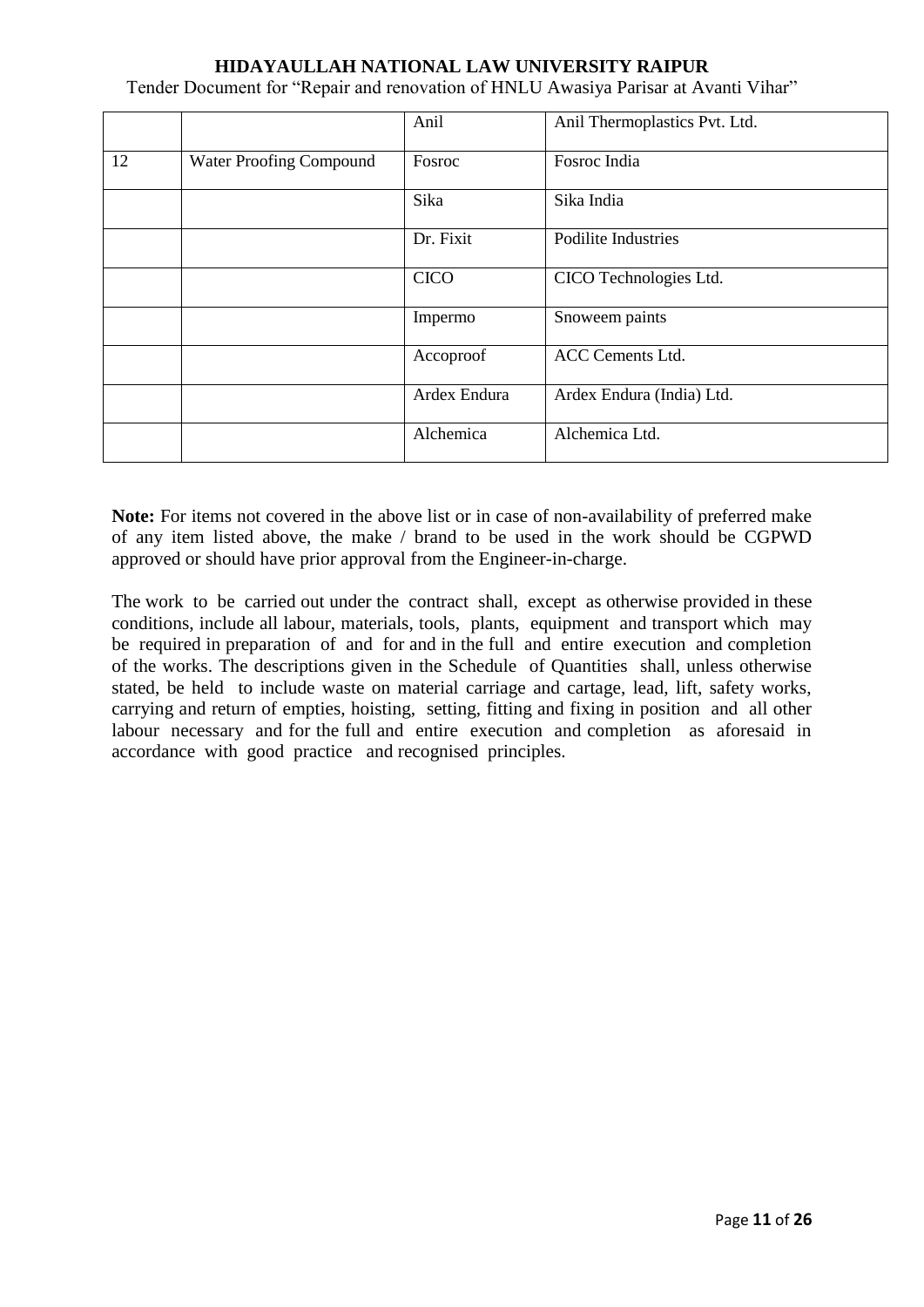| | | | |
|---|---|---|---|
| | | Anil | Anil Thermoplastics Pvt. Ltd. |
| 12 | Water Proofing Compound | Fosroc | Fosroc India |
| | | Sika | Sika India |
| | | Dr. Fixit | Podilite Industries |
| | | CICO | CICO Technologies Ltd. |
| | | Impermo | Snoweem paints |
| | | Accoproof | ACC Cements Ltd. |
| | | Ardex Endura | Ardex Endura (India) Ltd. |
| | | Alchemica | Alchemica Ltd. |

**Note:** For items not covered in the above list or in case of non-availability of preferred make of any item listed above, the make / brand to be used in the work should be CGPWD approved or should have prior approval from the Engineer-in-charge.

The work to be carried out under the contract shall, except as otherwise provided in these conditions, include all labour, materials, tools, plants, equipment and transport which may be required in preparation of and for and in the full and entire execution and completion of the works. The descriptions given in the Schedule of Quantities shall, unless otherwise stated, be held to include waste on material carriage and cartage, lead, lift, safety works, carrying and return of empties, hoisting, setting, fitting and fixing in position and all other labour necessary and for the full and entire execution and completion as aforesaid in accordance with good practice and recognised principles.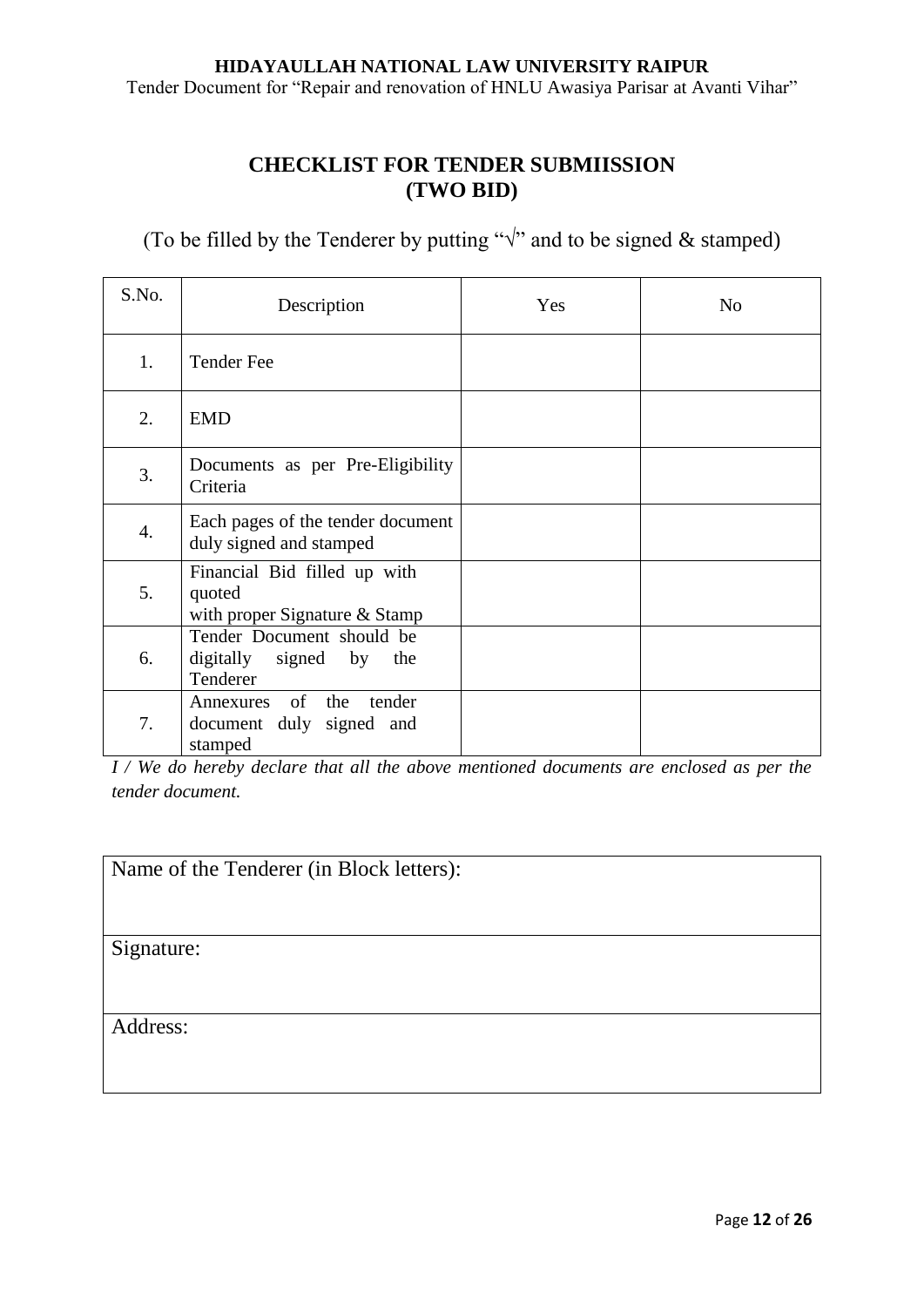## CHECKLIST FOR TENDER SUBMIISSION (TWO BID)

(To be filled by the Tenderer by putting "√" and to be signed & stamped)

| S.No. | Description | Yes | No |
|---|---|---|---|
| 1. | Tender Fee | | |
| 2. | EMD | | |
| 3. | Documents as per Pre-Eligibility Criteria | | |
| 4. | Each pages of the tender document duly signed and stamped | | |
| 5. | Financial Bid filled up with quoted with proper Signature & Stamp | | |
| 6. | Tender Document should be digitally signed by the Tenderer | | |
| 7. | Annexures of the tender document duly signed and stamped | | |

*I / We do hereby declare that all the above mentioned documents are enclosed as per the tender document.*

| Name of the Tenderer (in Block letters): |
|---|
| Signature: |
| Address: |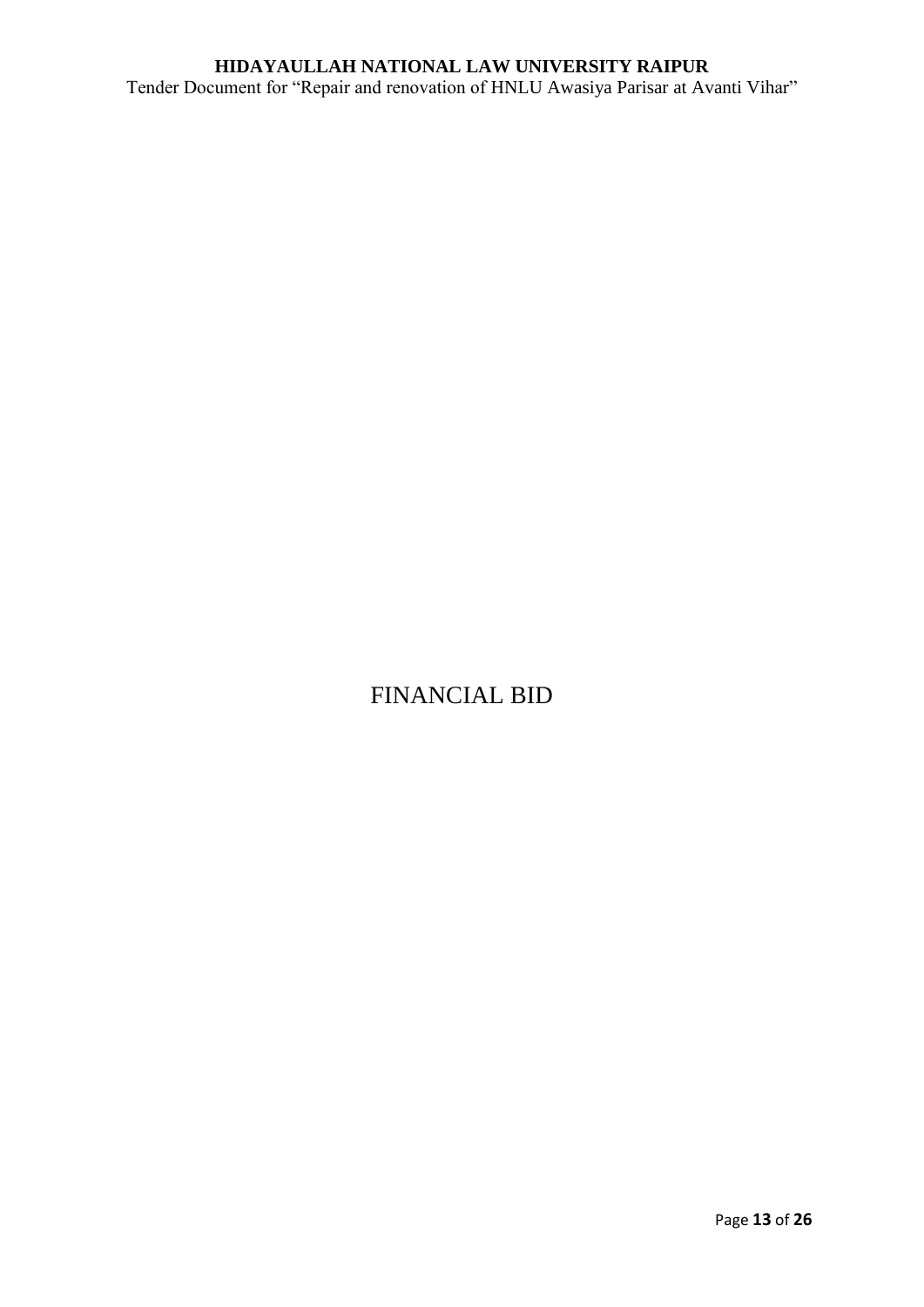# FINANCIAL BID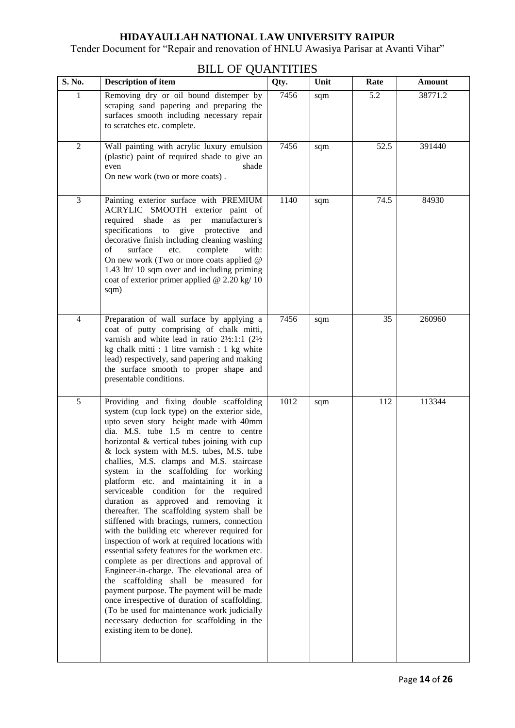**HIDAYAULLAH NATIONAL LAW UNIVERSITY RAIPUR**

Tender Document for "Repair and renovation of HNLU Awasiya Parisar at Avanti Vihar"

# BILL OF QUANTITIES

| S. No. | Description of item | Qty. | Unit | Rate | Amount |
|---|---|---|---|---|---|
| 1 | Removing dry or oil bound distemper by scraping sand papering and preparing the surfaces smooth including necessary repair to scratches etc. complete. | 7456 | sqm | 5.2 | 38771.2 |
| 2 | Wall painting with acrylic luxury emulsion (plastic) paint of required shade to give an even shade On new work (two or more coats) . | 7456 | sqm | 52.5 | 391440 |
| 3 | Painting exterior surface with PREMIUM ACRYLIC SMOOTH exterior paint of required shade as per manufacturer's specifications to give protective and decorative finish including cleaning washing of surface etc. complete with: On new work (Two or more coats applied @ 1.43 ltr/ 10 sqm over and including priming coat of exterior primer applied @ 2.20 kg/ 10 sqm) | 1140 | sqm | 74.5 | 84930 |
| 4 | Preparation of wall surface by applying a coat of putty comprising of chalk mitti, varnish and white lead in ratio 2½:1:1 (2½ kg chalk mitti : 1 litre varnish : 1 kg white lead) respectively, sand papering and making the surface smooth to proper shape and presentable conditions. | 7456 | sqm | 35 | 260960 |
| 5 | Providing and fixing double scaffolding system (cup lock type) on the exterior side, upto seven story height made with 40mm dia. M.S. tube 1.5 m centre to centre horizontal & vertical tubes joining with cup & lock system with M.S. tubes, M.S. tube challies, M.S. clamps and M.S. staircase system in the scaffolding for working platform etc. and maintaining it in a serviceable condition for the required duration as approved and removing it thereafter. The scaffolding system shall be stiffened with bracings, runners, connection with the building etc wherever required for inspection of work at required locations with essential safety features for the workmen etc. complete as per directions and approval of Engineer-in-charge. The elevational area of the scaffolding shall be measured for payment purpose. The payment will be made once irrespective of duration of scaffolding. (To be used for maintenance work judicially necessary deduction for scaffolding in the existing item to be done). | 1012 | sqm | 112 | 113344 |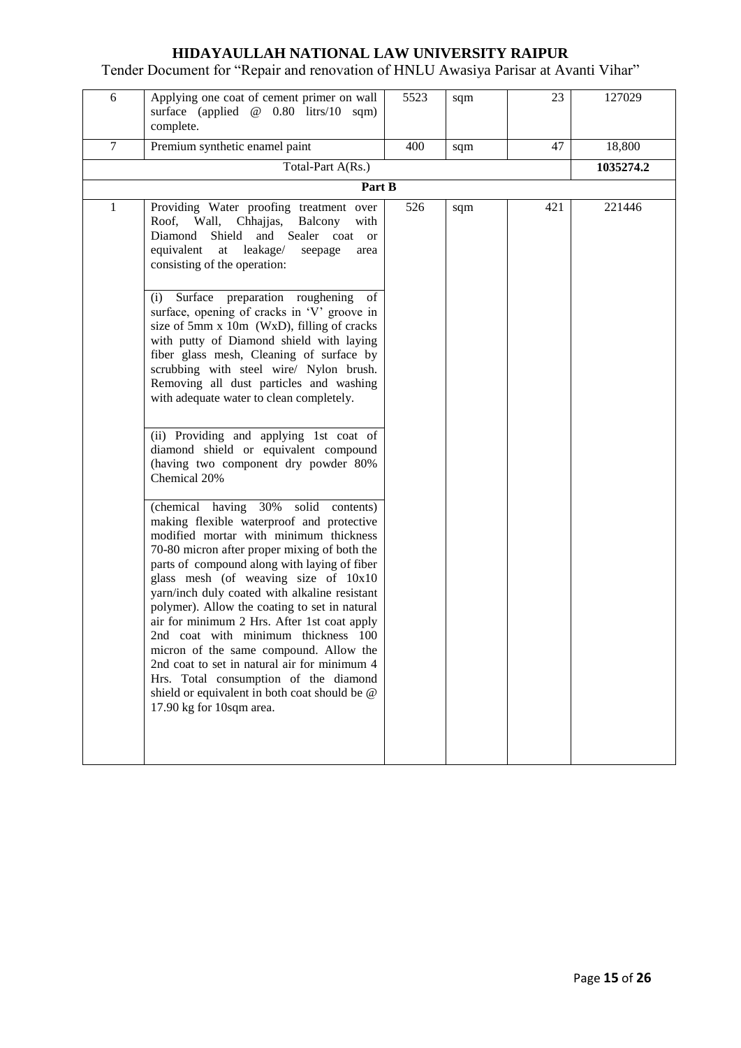| 6 | Applying one coat of cement primer on wall surface (applied @ 0.80 litrs/10 sqm) complete. | 5523 | sqm | 23 | 127029 |
|---|---|---|---|---|---|
| 7 | Premium synthetic enamel paint | 400 | sqm | 47 | 18,800 |
| | Total-Part A(Rs.) | | | | **1035274.2** |
| | **Part B** | | | | |
| 1 | Providing Water proofing treatment over Roof, Wall, Chhajjas, Balcony with Diamond Shield and Sealer coat or equivalent at leakage/ seepage area consisting of the operation:<br><br>(i) Surface preparation roughening of surface, opening of cracks in 'V' groove in size of 5mm x 10m (WxD), filling of cracks with putty of Diamond shield with laying fiber glass mesh, Cleaning of surface by scrubbing with steel wire/ Nylon brush. Removing all dust particles and washing with adequate water to clean completely.<br><br>(ii) Providing and applying 1st coat of diamond shield or equivalent compound (having two component dry powder 80% Chemical 20%<br><br>(chemical having 30% solid contents) making flexible waterproof and protective modified mortar with minimum thickness 70-80 micron after proper mixing of both the parts of compound along with laying of fiber glass mesh (of weaving size of 10x10 yarn/inch duly coated with alkaline resistant polymer). Allow the coating to set in natural air for minimum 2 Hrs. After 1st coat apply 2nd coat with minimum thickness 100 micron of the same compound. Allow the 2nd coat to set in natural air for minimum 4 Hrs. Total consumption of the diamond shield or equivalent in both coat should be @ 17.90 kg for 10sqm area. | 526 | sqm | 421 | 221446 |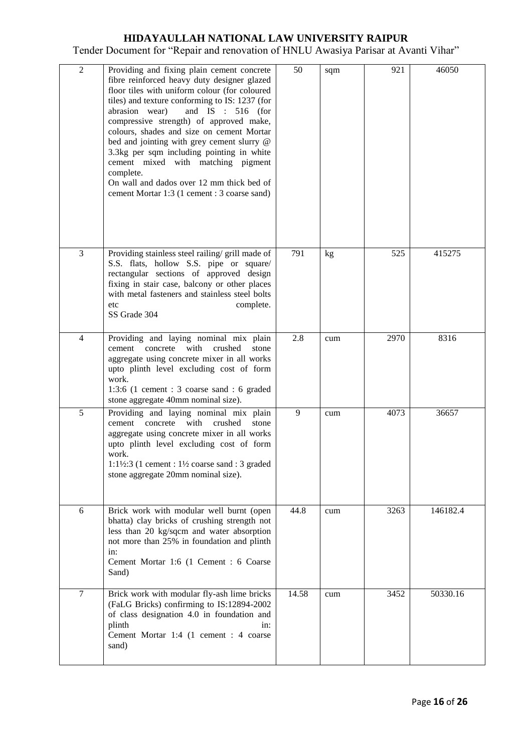| 2 | Providing and fixing plain cement concrete fibre reinforced heavy duty designer glazed floor tiles with uniform colour (for coloured tiles) and texture conforming to IS: 1237 (for abrasion wear) and IS : 516 (for compressive strength) of approved make, colours, shades and size on cement Mortar bed and jointing with grey cement slurry @ 3.3kg per sqm including pointing in white cement mixed with matching pigment complete.<br>On wall and dados over 12 mm thick bed of cement Mortar 1:3 (1 cement : 3 coarse sand) | 50 | sqm | 921 | 46050 |
|---|---|---|---|---|---|
| 3 | Providing stainless steel railing/ grill made of S.S. flats, hollow S.S. pipe or square/ rectangular sections of approved design fixing in stair case, balcony or other places with metal fasteners and stainless steel bolts etc complete.<br>SS Grade 304 | 791 | kg | 525 | 415275 |
| 4 | Providing and laying nominal mix plain cement concrete with crushed stone aggregate using concrete mixer in all works upto plinth level excluding cost of form work.<br>1:3:6 (1 cement : 3 coarse sand : 6 graded stone aggregate 40mm nominal size). | 2.8 | cum | 2970 | 8316 |
| 5 | Providing and laying nominal mix plain cement concrete with crushed stone aggregate using concrete mixer in all works upto plinth level excluding cost of form work.<br>1:1½:3 (1 cement : 1½ coarse sand : 3 graded stone aggregate 20mm nominal size). | 9 | cum | 4073 | 36657 |
| 6 | Brick work with modular well burnt (open bhatta) clay bricks of crushing strength not less than 20 kg/sqcm and water absorption not more than 25% in foundation and plinth in:<br>Cement Mortar 1:6 (1 Cement : 6 Coarse Sand) | 44.8 | cum | 3263 | 146182.4 |
| 7 | Brick work with modular fly-ash lime bricks (FaLG Bricks) confirming to IS:12894-2002 of class designation 4.0 in foundation and plinth in:<br>Cement Mortar 1:4 (1 cement : 4 coarse sand) | 14.58 | cum | 3452 | 50330.16 |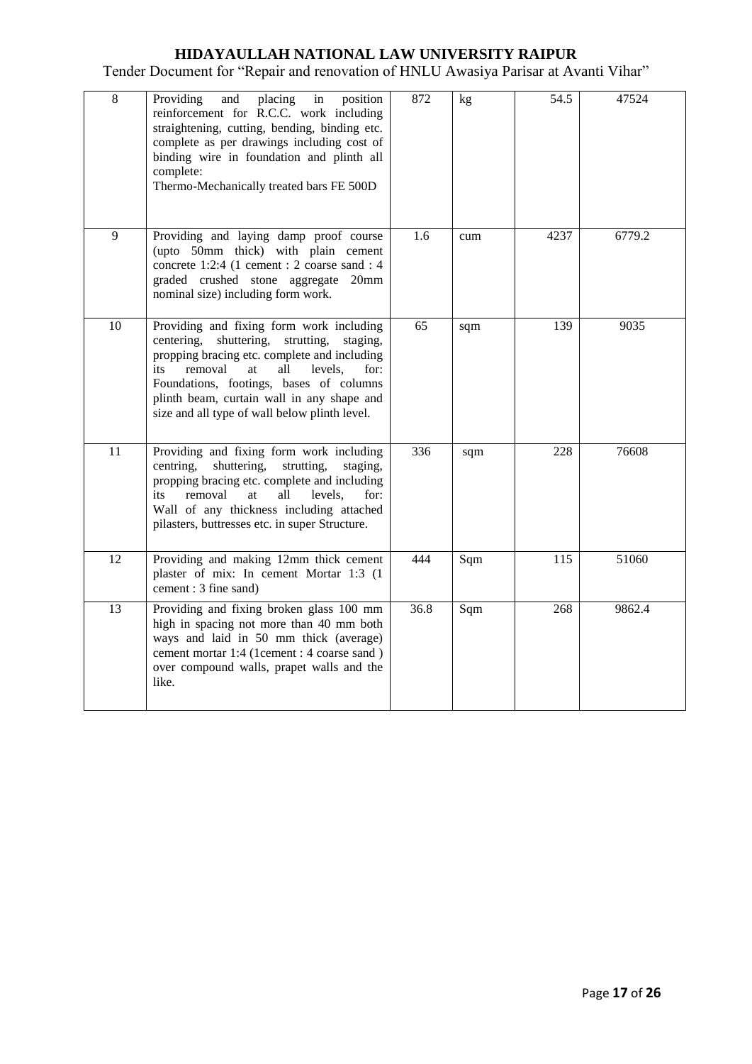| 8 | Providing and placing in position reinforcement for R.C.C. work including straightening, cutting, bending, binding etc. complete as per drawings including cost of binding wire in foundation and plinth all complete:<br>Thermo-Mechanically treated bars FE 500D | 872 | kg | 54.5 | 47524 |
|---|---|---|---|---|---|
| 9 | Providing and laying damp proof course (upto 50mm thick) with plain cement concrete 1:2:4 (1 cement : 2 coarse sand : 4 graded crushed stone aggregate 20mm nominal size) including form work. | 1.6 | cum | 4237 | 6779.2 |
| 10 | Providing and fixing form work including centering, shuttering, strutting, staging, propping bracing etc. complete and including its removal at all levels, for: Foundations, footings, bases of columns plinth beam, curtain wall in any shape and size and all type of wall below plinth level. | 65 | sqm | 139 | 9035 |
| 11 | Providing and fixing form work including centring, shuttering, strutting, staging, propping bracing etc. complete and including its removal at all levels, for: Wall of any thickness including attached pilasters, buttresses etc. in super Structure. | 336 | sqm | 228 | 76608 |
| 12 | Providing and making 12mm thick cement plaster of mix: In cement Mortar 1:3 (1 cement : 3 fine sand) | 444 | Sqm | 115 | 51060 |
| 13 | Providing and fixing broken glass 100 mm high in spacing not more than 40 mm both ways and laid in 50 mm thick (average) cement mortar 1:4 (1cement : 4 coarse sand ) over compound walls, prapet walls and the like. | 36.8 | Sqm | 268 | 9862.4 |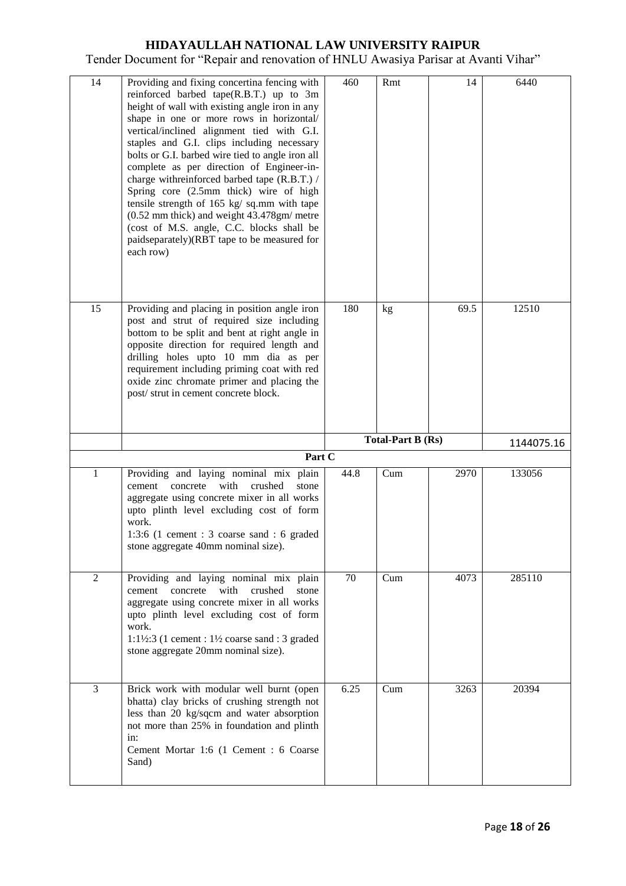| 14 | Providing and fixing concertina fencing with reinforced barbed tape(R.B.T.) up to 3m height of wall with existing angle iron in any shape in one or more rows in horizontal/ vertical/inclined alignment tied with G.I. staples and G.I. clips including necessary bolts or G.I. barbed wire tied to angle iron all complete as per direction of Engineer-in-charge withreinforced barbed tape (R.B.T.) / Spring core (2.5mm thick) wire of high tensile strength of 165 kg/ sq.mm with tape (0.52 mm thick) and weight 43.478gm/ metre (cost of M.S. angle, C.C. blocks shall be paidseparately)(RBT tape to be measured for each row) | 460 | Rmt | 14 | 6440 |
|---|---|---|---|---|---|
| 15 | Providing and placing in position angle iron post and strut of required size including bottom to be split and bent at right angle in opposite direction for required length and drilling holes upto 10 mm dia as per requirement including priming coat with red oxide zinc chromate primer and placing the post/ strut in cement concrete block. | 180 | kg | 69.5 | 12510 |
| | | **Total-Part B (Rs)** | | | 1144075.16 |
| | **Part C** | | | | |
| 1 | Providing and laying nominal mix plain cement concrete with crushed stone aggregate using concrete mixer in all works upto plinth level excluding cost of form work.<br>1:3:6 (1 cement : 3 coarse sand : 6 graded stone aggregate 40mm nominal size). | 44.8 | Cum | 2970 | 133056 |
| 2 | Providing and laying nominal mix plain cement concrete with crushed stone aggregate using concrete mixer in all works upto plinth level excluding cost of form work.<br>1:1½:3 (1 cement : 1½ coarse sand : 3 graded stone aggregate 20mm nominal size). | 70 | Cum | 4073 | 285110 |
| 3 | Brick work with modular well burnt (open bhatta) clay bricks of crushing strength not less than 20 kg/sqcm and water absorption not more than 25% in foundation and plinth in:<br>Cement Mortar 1:6 (1 Cement : 6 Coarse Sand) | 6.25 | Cum | 3263 | 20394 |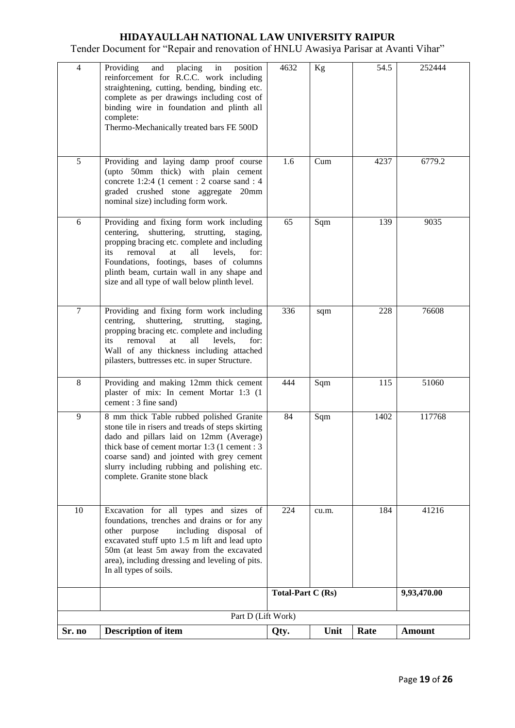| 4 | Providing and placing in position reinforcement for R.C.C. work including straightening, cutting, bending, binding etc. complete as per drawings including cost of binding wire in foundation and plinth all complete: Thermo-Mechanically treated bars FE 500D | 4632 | Kg | 54.5 | 252444 |
|---|---|---|---|---|---|
| 5 | Providing and laying damp proof course (upto 50mm thick) with plain cement concrete 1:2:4 (1 cement : 2 coarse sand : 4 graded crushed stone aggregate 20mm nominal size) including form work. | 1.6 | Cum | 4237 | 6779.2 |
| 6 | Providing and fixing form work including centering, shuttering, strutting, staging, propping bracing etc. complete and including its removal at all levels, for: Foundations, footings, bases of columns plinth beam, curtain wall in any shape and size and all type of wall below plinth level. | 65 | Sqm | 139 | 9035 |
| 7 | Providing and fixing form work including centring, shuttering, strutting, staging, propping bracing etc. complete and including its removal at all levels, for: Wall of any thickness including attached pilasters, buttresses etc. in super Structure. | 336 | sqm | 228 | 76608 |
| 8 | Providing and making 12mm thick cement plaster of mix: In cement Mortar 1:3 (1 cement : 3 fine sand) | 444 | Sqm | 115 | 51060 |
| 9 | 8 mm thick Table rubbed polished Granite stone tile in risers and treads of steps skirting dado and pillars laid on 12mm (Average) thick base of cement mortar 1:3 (1 cement : 3 coarse sand) and jointed with grey cement slurry including rubbing and polishing etc. complete. Granite stone black | 84 | Sqm | 1402 | 117768 |
| 10 | Excavation for all types and sizes of foundations, trenches and drains or for any other purpose including disposal of excavated stuff upto 1.5 m lift and lead upto 50m (at least 5m away from the excavated area), including dressing and leveling of pits. In all types of soils. | 224 | cu.m. | 184 | 41216 |
| | | **Total-Part C (Rs)** | | | **9,93,470.00** |
| Part D (Lift Work) | | | | | |
| **Sr. no** | **Description of item** | **Qty.** | **Unit** | **Rate** | **Amount** |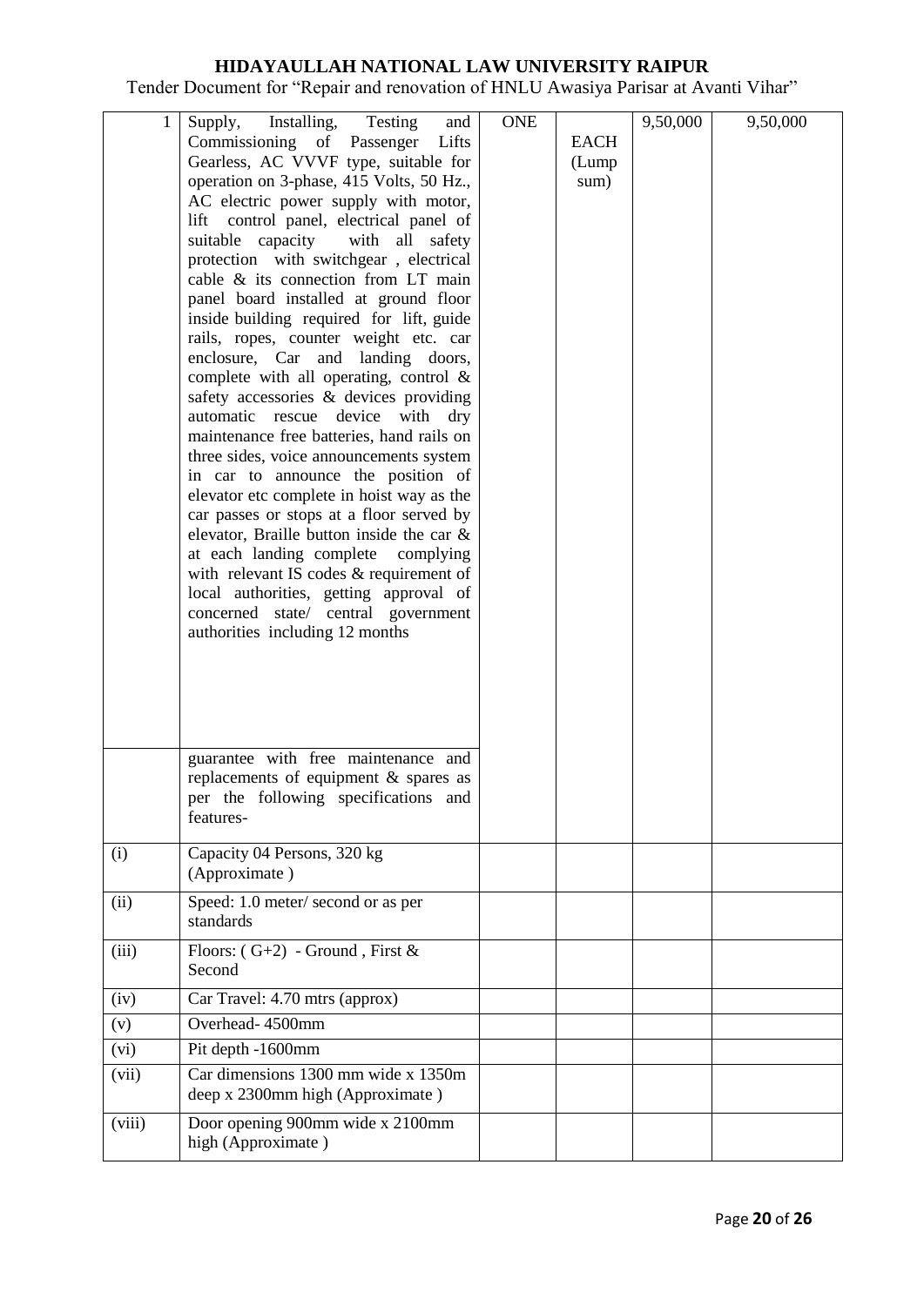| 1 | Supply, Installing, Testing and Commissioning of Passenger Lifts Gearless, AC VVVF type, suitable for operation on 3-phase, 415 Volts, 50 Hz., AC electric power supply with motor, lift control panel, electrical panel of suitable capacity with all safety protection with switchgear , electrical cable & its connection from LT main panel board installed at ground floor inside building required for lift, guide rails, ropes, counter weight etc. car enclosure, Car and landing doors, complete with all operating, control & safety accessories & devices providing automatic rescue device with dry maintenance free batteries, hand rails on three sides, voice announcements system in car to announce the position of elevator etc complete in hoist way as the car passes or stops at a floor served by elevator, Braille button inside the car & at each landing complete complying with relevant IS codes & requirement of local authorities, getting approval of concerned state/ central government authorities including 12 months guarantee with free maintenance and replacements of equipment & spares as per the following specifications and features- | ONE | EACH (Lump sum) | 9,50,000 | 9,50,000 |
|---|---|---|---|---|---|
| (i) | Capacity 04 Persons, 320 kg (Approximate ) | | | | |
| (ii) | Speed: 1.0 meter/ second or as per standards | | | | |
| (iii) | Floors: ( G+2) - Ground , First & Second | | | | |
| (iv) | Car Travel: 4.70 mtrs (approx) | | | | |
| (v) | Overhead- 4500mm | | | | |
| (vi) | Pit depth -1600mm | | | | |
| (vii) | Car dimensions 1300 mm wide x 1350m deep x 2300mm high (Approximate ) | | | | |
| (viii) | Door opening 900mm wide x 2100mm high (Approximate ) | | | | |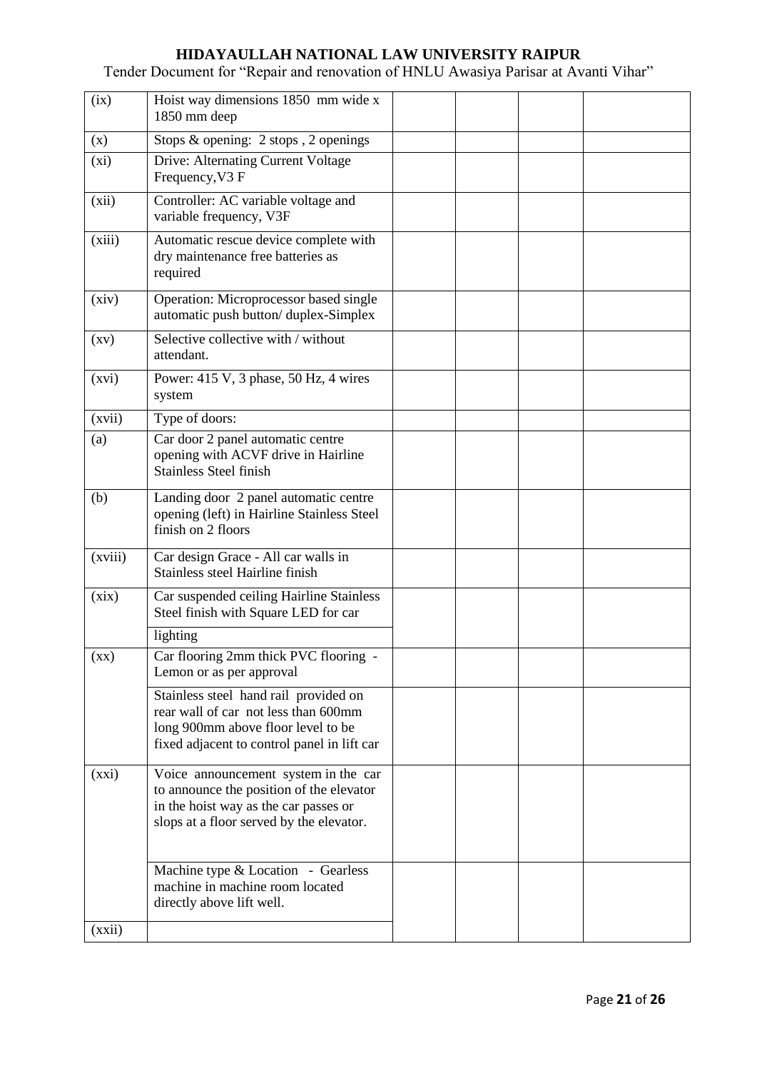| (ix) | Hoist way dimensions 1850 mm wide x 1850 mm deep | | | | |
|---|---|---|---|---|---|
| (x) | Stops & opening: 2 stops , 2 openings | | | | |
| (xi) | Drive: Alternating Current Voltage Frequency,V3 F | | | | |
| (xii) | Controller: AC variable voltage and variable frequency, V3F | | | | |
| (xiii) | Automatic rescue device complete with dry maintenance free batteries as required | | | | |
| (xiv) | Operation: Microprocessor based single automatic push button/ duplex-Simplex | | | | |
| (xv) | Selective collective with / without attendant. | | | | |
| (xvi) | Power: 415 V, 3 phase, 50 Hz, 4 wires system | | | | |
| (xvii) | Type of doors: | | | | |
| (a) | Car door 2 panel automatic centre opening with ACVF drive in Hairline Stainless Steel finish | | | | |
| (b) | Landing door 2 panel automatic centre opening (left) in Hairline Stainless Steel finish on 2 floors | | | | |
| (xviii) | Car design Grace - All car walls in Stainless steel Hairline finish | | | | |
| (xix) | Car suspended ceiling Hairline Stainless Steel finish with Square LED for car lighting | | | | |
| (xx) | Car flooring 2mm thick PVC flooring - Lemon or as per approval | | | | |
| | Stainless steel hand rail provided on rear wall of car not less than 600mm long 900mm above floor level to be fixed adjacent to control panel in lift car | | | | |
| (xxi) | Voice announcement system in the car to announce the position of the elevator in the hoist way as the car passes or slops at a floor served by the elevator. | | | | |
| | Machine type & Location - Gearless machine in machine room located directly above lift well. | | | | |
| (xxii) | | | | | |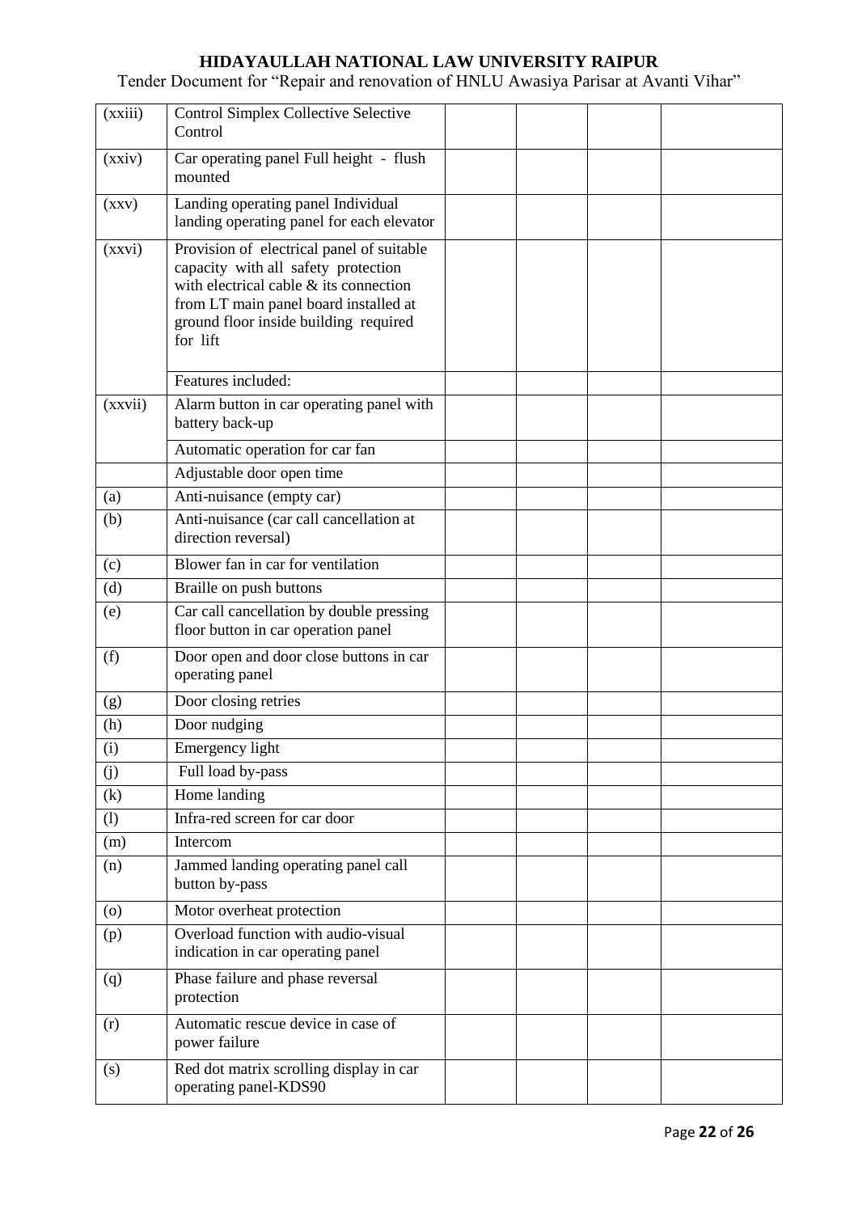| | | | | | |
|---|---|---|---|---|---|
| (xxiii) | Control Simplex Collective Selective Control | | | | |
| (xxiv) | Car operating panel Full height - flush mounted | | | | |
| (xxv) | Landing operating panel Individual landing operating panel for each elevator | | | | |
| (xxvi) | Provision of electrical panel of suitable capacity with all safety protection with electrical cable & its connection from LT main panel board installed at ground floor inside building required for lift | | | | |
| | Features included: | | | | |
| (xxvii) | Alarm button in car operating panel with battery back-up | | | | |
| | Automatic operation for car fan | | | | |
| | Adjustable door open time | | | | |
| (a) | Anti-nuisance (empty car) | | | | |
| (b) | Anti-nuisance (car call cancellation at direction reversal) | | | | |
| (c) | Blower fan in car for ventilation | | | | |
| (d) | Braille on push buttons | | | | |
| (e) | Car call cancellation by double pressing floor button in car operation panel | | | | |
| (f) | Door open and door close buttons in car operating panel | | | | |
| (g) | Door closing retries | | | | |
| (h) | Door nudging | | | | |
| (i) | Emergency light | | | | |
| (j) | Full load by-pass | | | | |
| (k) | Home landing | | | | |
| (l) | Infra-red screen for car door | | | | |
| (m) | Intercom | | | | |
| (n) | Jammed landing operating panel call button by-pass | | | | |
| (o) | Motor overheat protection | | | | |
| (p) | Overload function with audio-visual indication in car operating panel | | | | |
| (q) | Phase failure and phase reversal protection | | | | |
| (r) | Automatic rescue device in case of power failure | | | | |
| (s) | Red dot matrix scrolling display in car operating panel-KDS90 | | | | |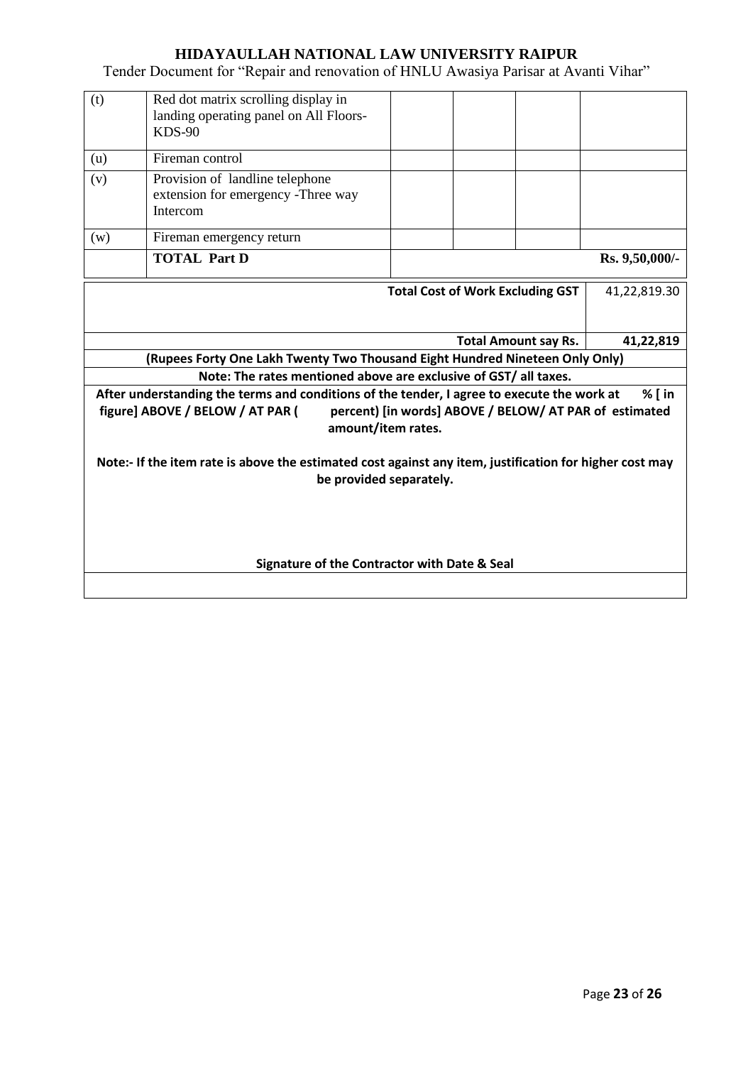| | | | | | |
|---|---|---|---|---|---|
| (t) | Red dot matrix scrolling display in landing operating panel on All Floors- KDS-90 | | | | |
| (u) | Fireman control | | | | |
| (v) | Provision of landline telephone extension for emergency -Three way Intercom | | | | |
| (w) | Fireman emergency return | | | | |
| | **TOTAL Part D** | | | | **Rs. 9,50,000/-** |

| | |
|---|---|
| **Total Cost of Work Excluding GST** | 41,22,819.30 |
| **Total Amount say Rs.** | **41,22,819** |

**(Rupees Forty One Lakh Twenty Two Thousand Eight Hundred Nineteen Only Only)**

**Note: The rates mentioned above are exclusive of GST/ all taxes.**

**After understanding the terms and conditions of the tender, I agree to execute the work at % [ in figure] ABOVE / BELOW / AT PAR ( percent) [in words] ABOVE / BELOW/ AT PAR of estimated amount/item rates.**

**Note:- If the item rate is above the estimated cost against any item, justification for higher cost may be provided separately.**

**Signature of the Contractor with Date & Seal**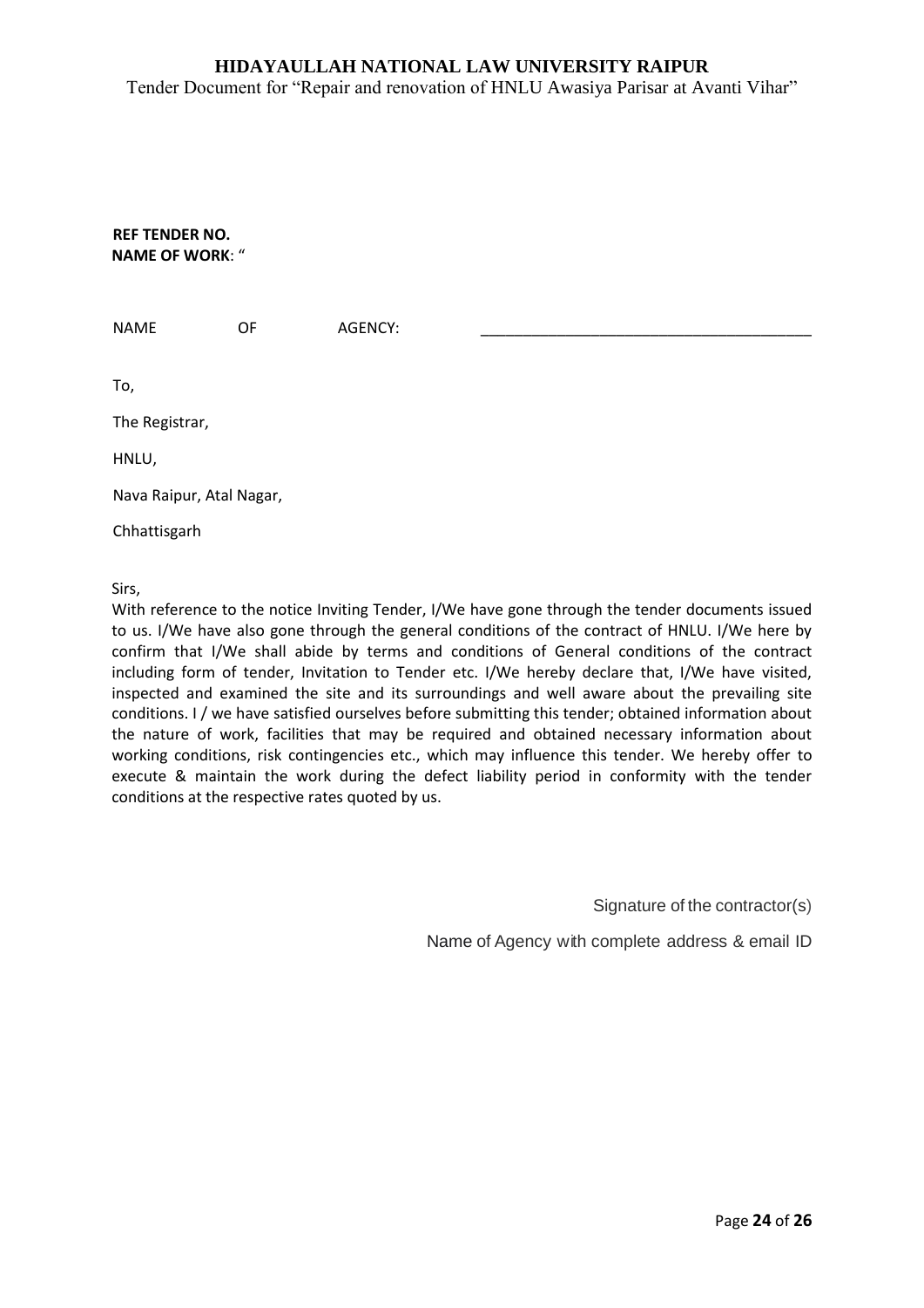**REF TENDER NO.**
**NAME OF WORK**: "

NAME OF AGENCY: ______________________________________

To,

The Registrar,

HNLU,

Nava Raipur, Atal Nagar,

Chhattisgarh

Sirs,

With reference to the notice Inviting Tender, I/We have gone through the tender documents issued to us. I/We have also gone through the general conditions of the contract of HNLU. I/We here by confirm that I/We shall abide by terms and conditions of General conditions of the contract including form of tender, Invitation to Tender etc. I/We hereby declare that, I/We have visited, inspected and examined the site and its surroundings and well aware about the prevailing site conditions. I / we have satisfied ourselves before submitting this tender; obtained information about the nature of work, facilities that may be required and obtained necessary information about working conditions, risk contingencies etc., which may influence this tender. We hereby offer to execute & maintain the work during the defect liability period in conformity with the tender conditions at the respective rates quoted by us.

Signature of the contractor(s)

Name of Agency with complete address & email ID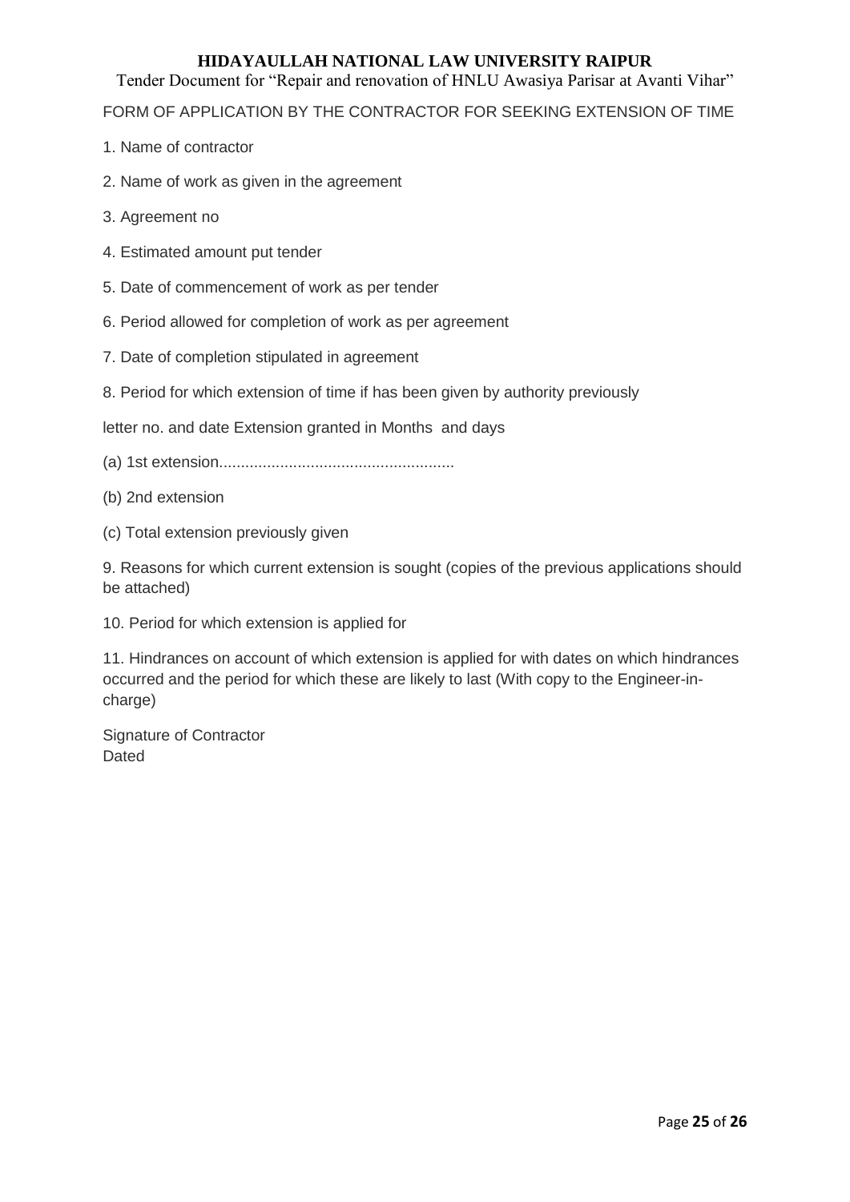FORM OF APPLICATION BY THE CONTRACTOR FOR SEEKING EXTENSION OF TIME

1. Name of contractor
2. Name of work as given in the agreement
3. Agreement no
4. Estimated amount put tender
5. Date of commencement of work as per tender
6. Period allowed for completion of work as per agreement
7. Date of completion stipulated in agreement
8. Period for which extension of time if has been given by authority previously

letter no. and date Extension granted in Months and days

(a) 1st extension......................................................

(b) 2nd extension

(c) Total extension previously given

9. Reasons for which current extension is sought (copies of the previous applications should be attached)

10. Period for which extension is applied for

11. Hindrances on account of which extension is applied for with dates on which hindrances occurred and the period for which these are likely to last (With copy to the Engineer-in-charge)

Signature of Contractor
Dated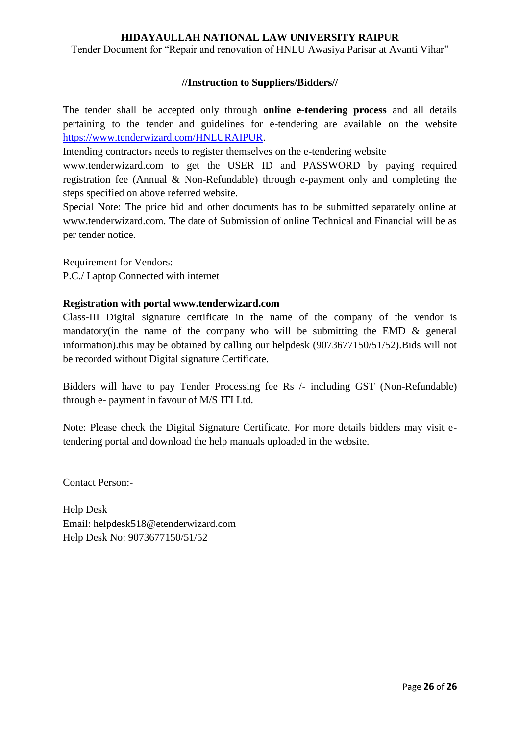## //Instruction to Suppliers/Bidders//

The tender shall be accepted only through **online e-tendering process** and all details pertaining to the tender and guidelines for e-tendering are available on the website https://www.tenderwizard.com/HNLURAIPUR.

Intending contractors needs to register themselves on the e-tendering website www.tenderwizard.com to get the USER ID and PASSWORD by paying required registration fee (Annual & Non-Refundable) through e-payment only and completing the steps specified on above referred website.

Special Note: The price bid and other documents has to be submitted separately online at www.tenderwizard.com. The date of Submission of online Technical and Financial will be as per tender notice.

Requirement for Vendors:-
P.C./ Laptop Connected with internet

**Registration with portal www.tenderwizard.com**

Class-III Digital signature certificate in the name of the company of the vendor is mandatory(in the name of the company who will be submitting the EMD & general information).this may be obtained by calling our helpdesk (9073677150/51/52).Bids will not be recorded without Digital signature Certificate.

Bidders will have to pay Tender Processing fee Rs /- including GST (Non-Refundable) through e- payment in favour of M/S ITI Ltd.

Note: Please check the Digital Signature Certificate. For more details bidders may visit e-tendering portal and download the help manuals uploaded in the website.

Contact Person:-

Help Desk
Email: helpdesk518@etenderwizard.com
Help Desk No: 9073677150/51/52